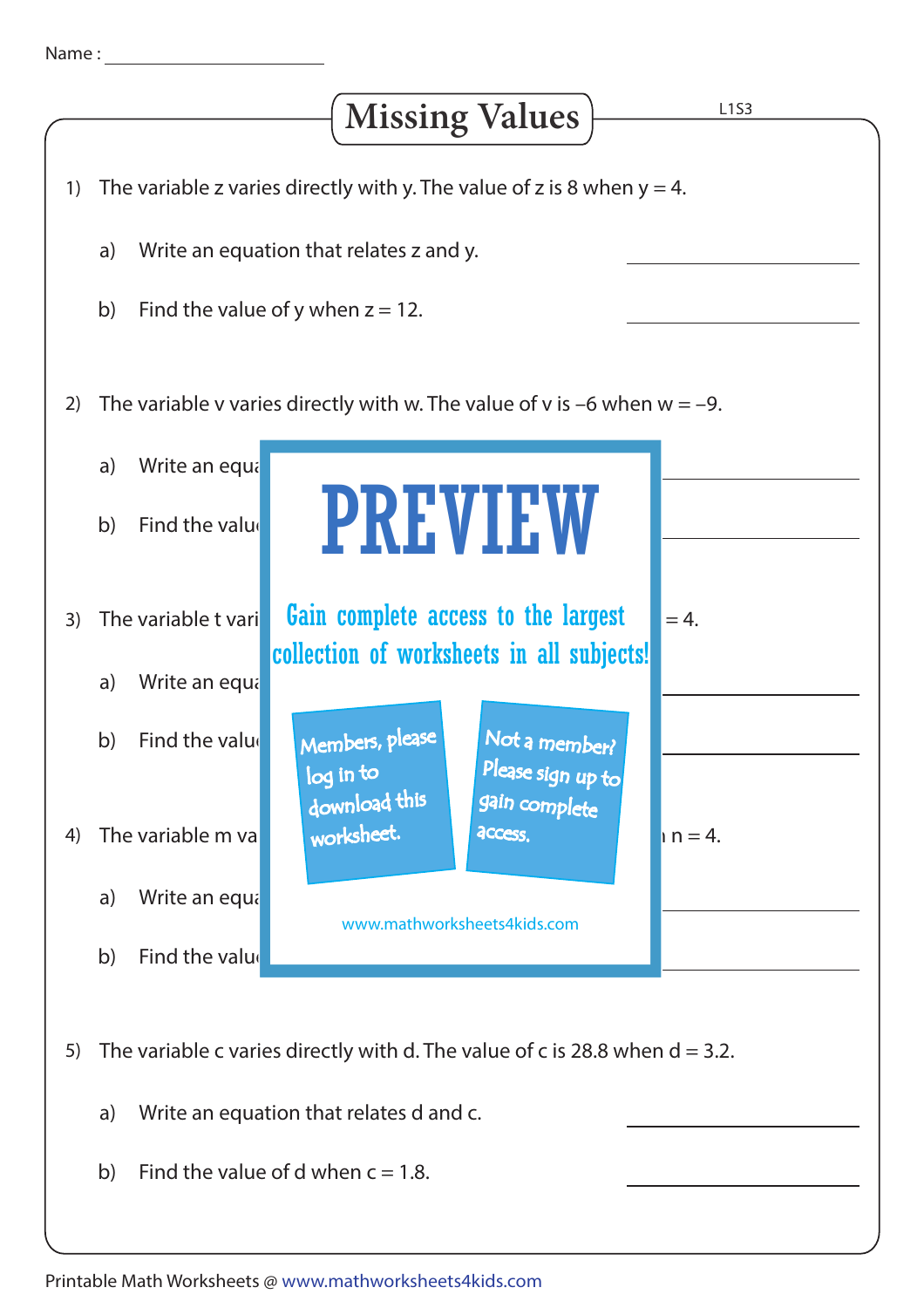Name :

# Missing Values

1) The variable $z$ varies directly with $y$. The value of $z$ is 8 when $y = 4$.

   a) Write an equation that relates $z$ and $y$.

   b) Find the value of $y$ when $z = 12$.

2) The variable $v$ varies directly with $w$. The value of $v$ is $-6$ when $w = -9$.

   a) Write an equa

   b) Find the valu

# PREVIEW

Gain complete access to the largest collection of worksheets in all subjects!

Members, please log in to download this worksheet.

Not a member? Please sign up to gain complete access.

www.mathworksheets4kids.com

3) The variable t vari $= 4$.

   a) Write an equa

   b) Find the valu

4) The variable m va $n = 4$.

   a) Write an equa

   b) Find the valu

5) The variable $c$ varies directly with $d$. The value of $c$ is 28.8 when $d = 3.2$.

   a) Write an equation that relates $d$ and $c$.

   b) Find the value of $d$ when $c = 1.8$.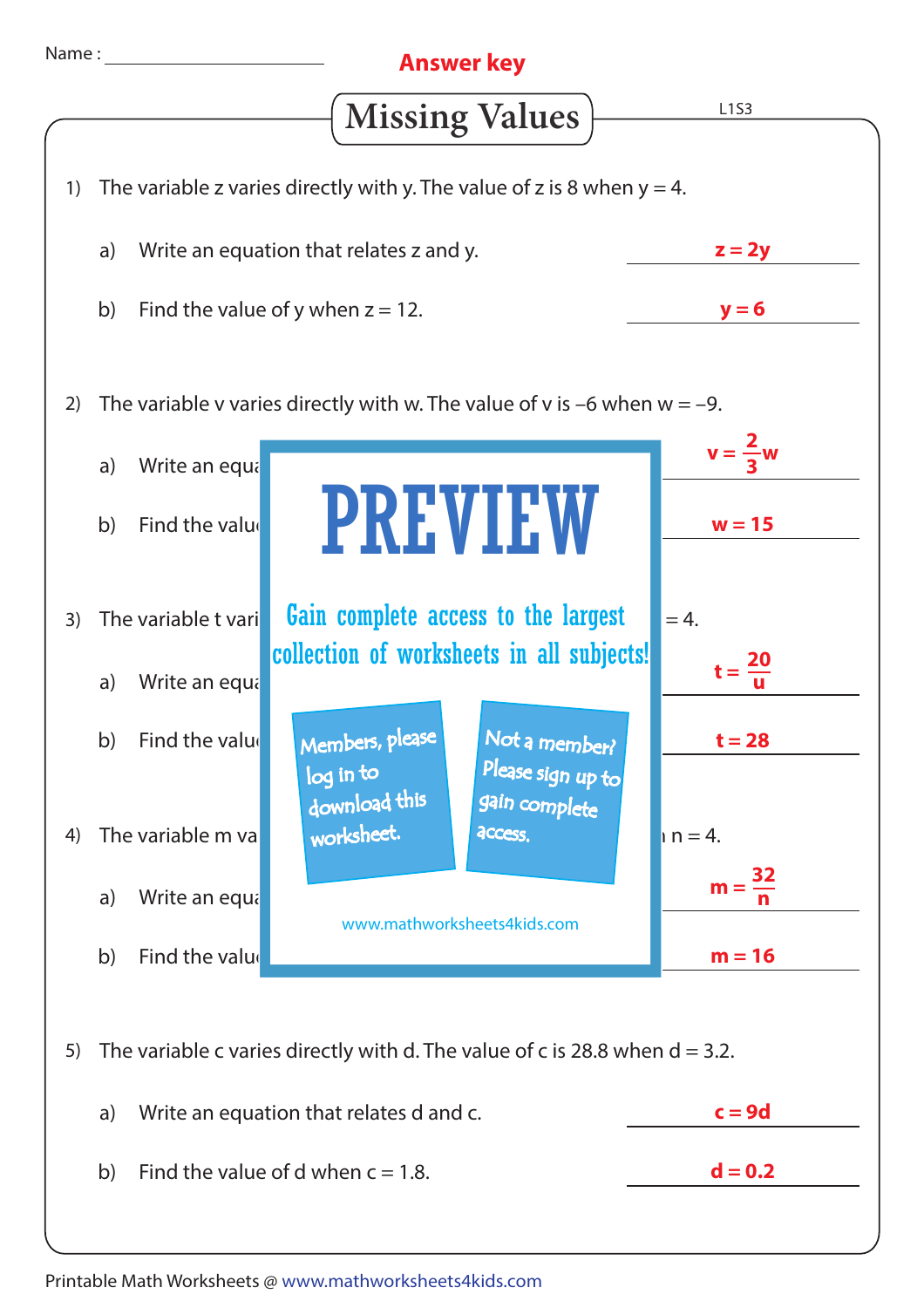Name : ____________________

**Answer key**

# Missing Values

L1S3

1) The variable z varies directly with y. The value of z is 8 when y = 4.

   a) Write an equation that relates z and y. **$z = 2y$**

   b) Find the value of y when z = 12. **$y = 6$**

2) The variable v varies directly with w. The value of v is –6 when w = –9.

   a) Write an equa **$v = \frac{2}{3}w$**

   b) Find the valu **$w = 15$**

3) The variable t vari = 4.

   a) Write an equa **$t = \frac{20}{u}$**

   b) Find the valu **$t = 28$**

4) The variable m va n = 4.

   a) Write an equa **$m = \frac{32}{n}$**

   b) Find the valu **$m = 16$**

PREVIEW

Gain complete access to the largest collection of worksheets in all subjects!

Members, please log in to download this worksheet.

Not a member? Please sign up to gain complete access.

www.mathworksheets4kids.com

5) The variable c varies directly with d. The value of c is 28.8 when d = 3.2.

   a) Write an equation that relates d and c. **$c = 9d$**

   b) Find the value of d when c = 1.8. **$d = 0.2$**

Printable Math Worksheets @ www.mathworksheets4kids.com